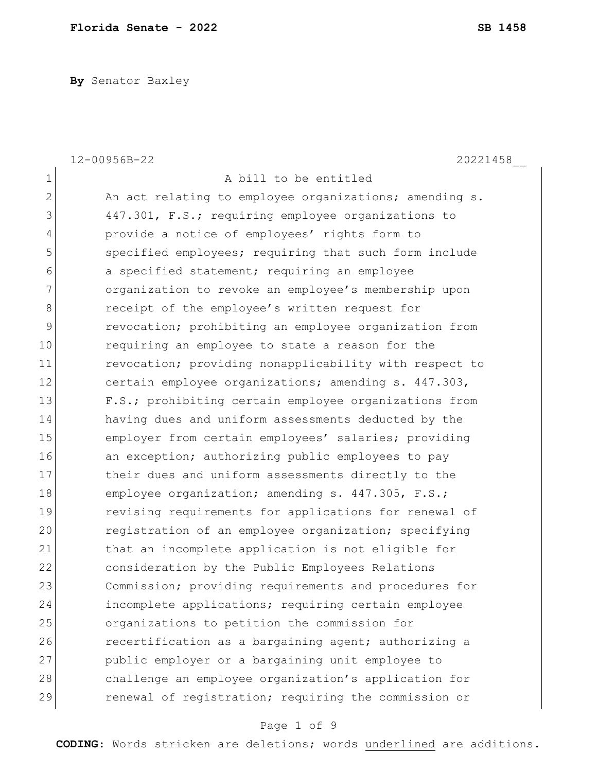**By** Senator Baxley

12-00956B-22 20221458__

A bill to be entitled

An act relating to employee organizations; amending s. 447.301, F.S.; requiring employee organizations to provide a notice of employees' rights form to specified employees; requiring that such form include a specified statement; requiring an employee organization to revoke an employee's membership upon receipt of the employee's written request for revocation; prohibiting an employee organization from requiring an employee to state a reason for the revocation; providing nonapplicability with respect to certain employee organizations; amending s. 447.303, F.S.; prohibiting certain employee organizations from having dues and uniform assessments deducted by the employer from certain employees' salaries; providing an exception; authorizing public employees to pay their dues and uniform assessments directly to the employee organization; amending s. 447.305, F.S.; revising requirements for applications for renewal of registration of an employee organization; specifying that an incomplete application is not eligible for consideration by the Public Employees Relations Commission; providing requirements and procedures for incomplete applications; requiring certain employee organizations to petition the commission for recertification as a bargaining agent; authorizing a public employer or a bargaining unit employee to challenge an employee organization's application for renewal of registration; requiring the commission or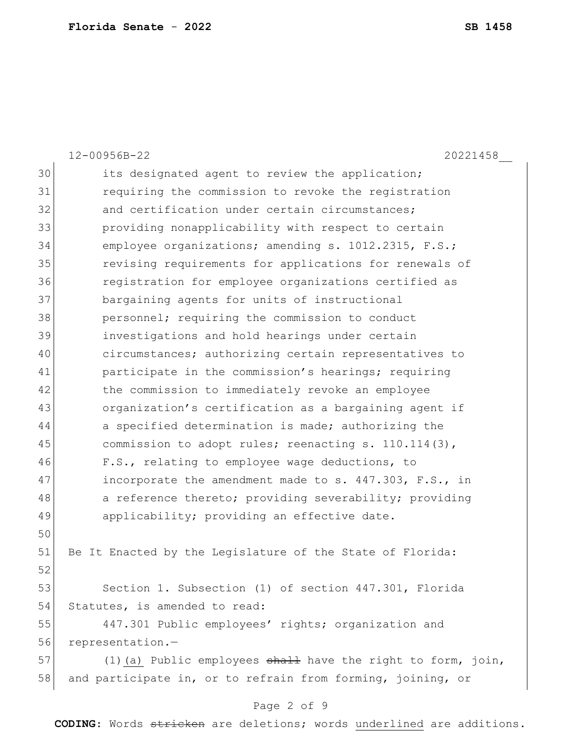its designated agent to review the application; requiring the commission to revoke the registration and certification under certain circumstances; providing nonapplicability with respect to certain employee organizations; amending s. 1012.2315, F.S.; revising requirements for applications for renewals of registration for employee organizations certified as bargaining agents for units of instructional personnel; requiring the commission to conduct investigations and hold hearings under certain circumstances; authorizing certain representatives to participate in the commission's hearings; requiring the commission to immediately revoke an employee organization's certification as a bargaining agent if a specified determination is made; authorizing the commission to adopt rules; reenacting s. 110.114(3), F.S., relating to employee wage deductions, to incorporate the amendment made to s. 447.303, F.S., in a reference thereto; providing severability; providing applicability; providing an effective date.

Be It Enacted by the Legislature of the State of Florida:

Section 1. Subsection (1) of section 447.301, Florida Statutes, is amended to read:

447.301 Public employees' rights; organization and representation.—

(1)<u>(a)</u> Public employees ~~shall~~ have the right to form, join, and participate in, or to refrain from forming, joining, or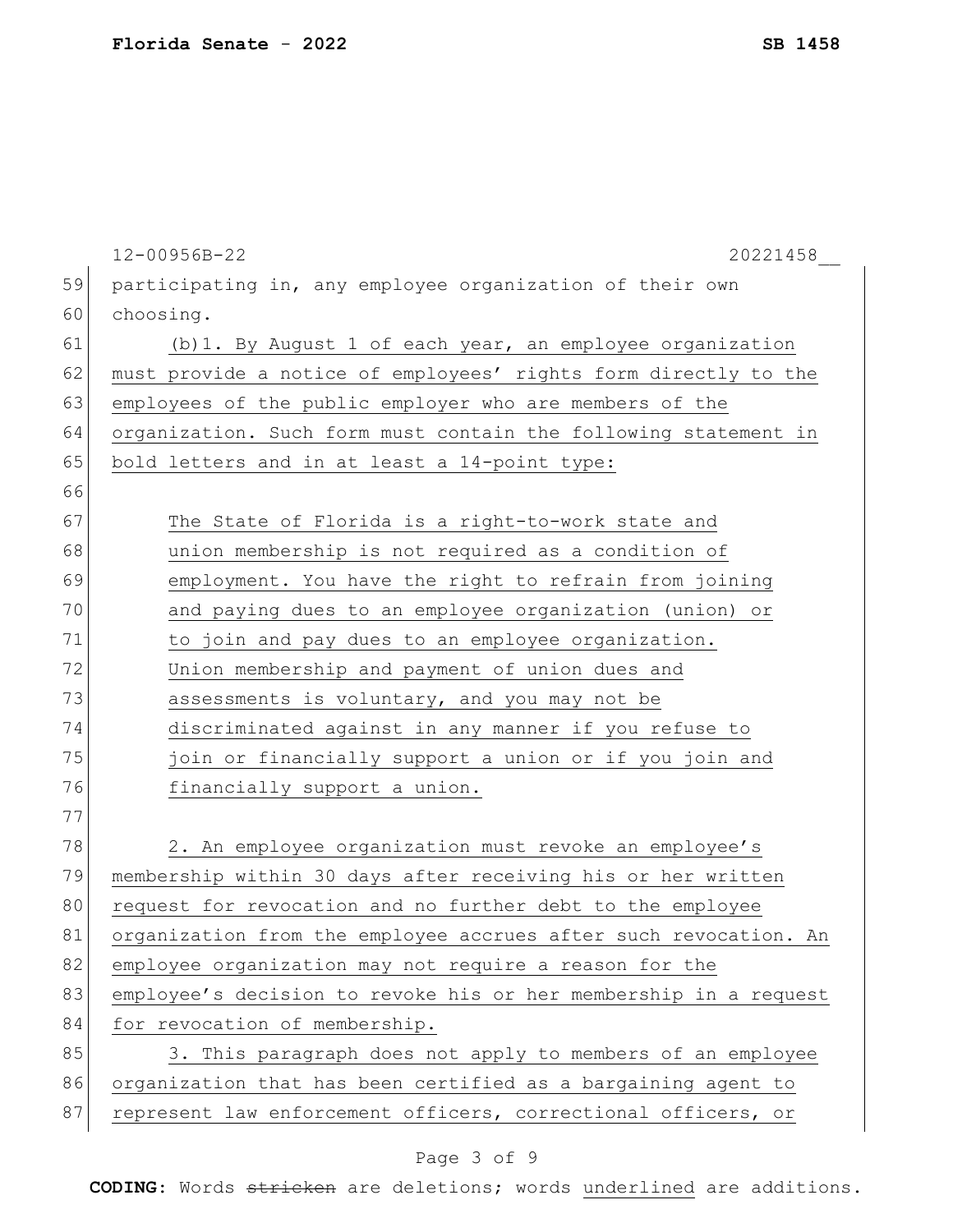participating in, any employee organization of their own choosing.

(b)1. By August 1 of each year, an employee organization must provide a notice of employees' rights form directly to the employees of the public employer who are members of the organization. Such form must contain the following statement in bold letters and in at least a 14-point type:

> The State of Florida is a right-to-work state and union membership is not required as a condition of employment. You have the right to refrain from joining and paying dues to an employee organization (union) or to join and pay dues to an employee organization. Union membership and payment of union dues and assessments is voluntary, and you may not be discriminated against in any manner if you refuse to join or financially support a union or if you join and financially support a union.

2. An employee organization must revoke an employee's membership within 30 days after receiving his or her written request for revocation and no further debt to the employee organization from the employee accrues after such revocation. An employee organization may not require a reason for the employee's decision to revoke his or her membership in a request for revocation of membership.

3. This paragraph does not apply to members of an employee organization that has been certified as a bargaining agent to represent law enforcement officers, correctional officers, or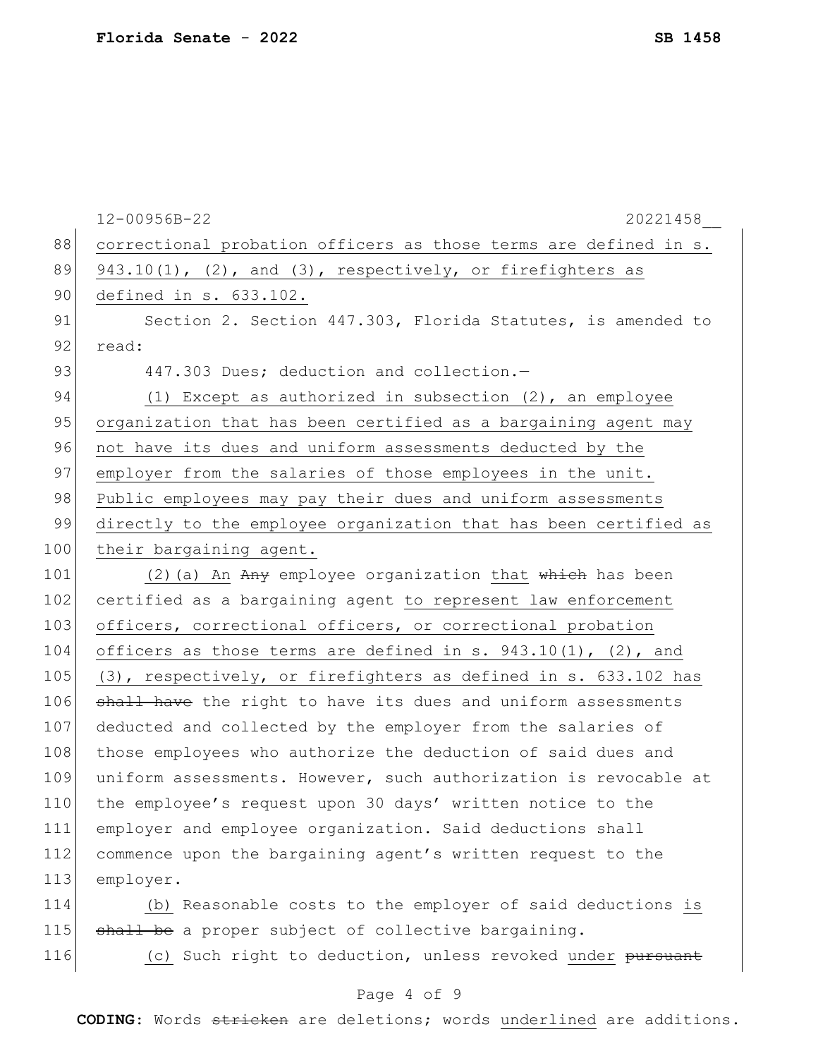correctional probation officers as those terms are defined in s. 943.10(1), (2), and (3), respectively, or firefighters as defined in s. 633.102.

Section 2. Section 447.303, Florida Statutes, is amended to read:

447.303 Dues; deduction and collection.—

(1) Except as authorized in subsection (2), an employee organization that has been certified as a bargaining agent may not have its dues and uniform assessments deducted by the employer from the salaries of those employees in the unit. Public employees may pay their dues and uniform assessments directly to the employee organization that has been certified as their bargaining agent.

(2)(a) An ~~Any~~ employee organization that ~~which~~ has been certified as a bargaining agent to represent law enforcement officers, correctional officers, or correctional probation officers as those terms are defined in s. 943.10(1), (2), and (3), respectively, or firefighters as defined in s. 633.102 has ~~shall have~~ the right to have its dues and uniform assessments deducted and collected by the employer from the salaries of those employees who authorize the deduction of said dues and uniform assessments. However, such authorization is revocable at the employee's request upon 30 days' written notice to the employer and employee organization. Said deductions shall commence upon the bargaining agent's written request to the employer.

(b) Reasonable costs to the employer of said deductions is ~~shall be~~ a proper subject of collective bargaining.

(c) Such right to deduction, unless revoked under ~~pursuant~~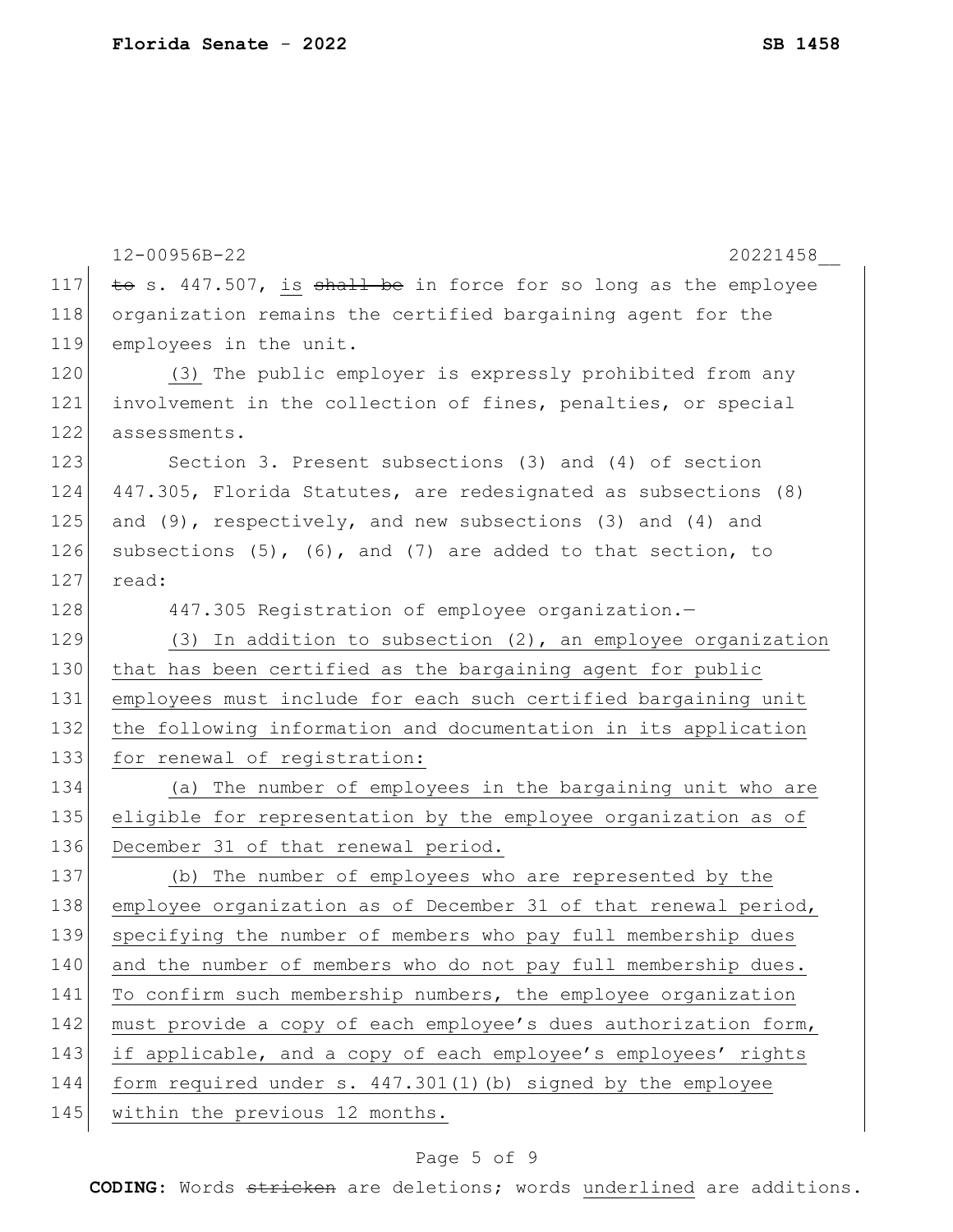~~to~~ s. 447.507, is ~~shall be~~ in force for so long as the employee organization remains the certified bargaining agent for the employees in the unit.

(3) The public employer is expressly prohibited from any involvement in the collection of fines, penalties, or special assessments.

Section 3. Present subsections (3) and (4) of section 447.305, Florida Statutes, are redesignated as subsections (8) and (9), respectively, and new subsections (3) and (4) and subsections (5), (6), and (7) are added to that section, to read:

447.305 Registration of employee organization.—

<u>(3) In addition to subsection (2), an employee organization that has been certified as the bargaining agent for public employees must include for each such certified bargaining unit the following information and documentation in its application for renewal of registration:</u>

<u>(a) The number of employees in the bargaining unit who are eligible for representation by the employee organization as of December 31 of that renewal period.</u>

<u>(b) The number of employees who are represented by the employee organization as of December 31 of that renewal period, specifying the number of members who pay full membership dues and the number of members who do not pay full membership dues. To confirm such membership numbers, the employee organization must provide a copy of each employee's dues authorization form, if applicable, and a copy of each employee's employees' rights form required under s. 447.301(1)(b) signed by the employee within the previous 12 months.</u>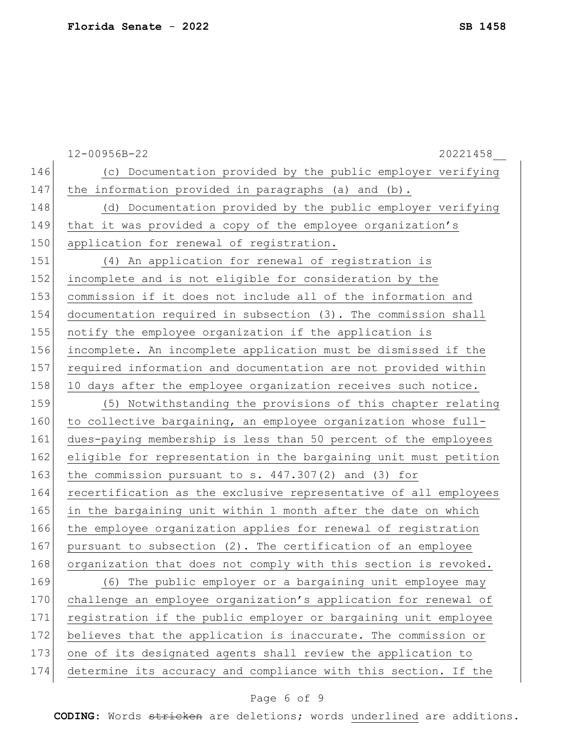(c) Documentation provided by the public employer verifying the information provided in paragraphs (a) and (b).

(d) Documentation provided by the public employer verifying that it was provided a copy of the employee organization's application for renewal of registration.

(4) An application for renewal of registration is incomplete and is not eligible for consideration by the commission if it does not include all of the information and documentation required in subsection (3). The commission shall notify the employee organization if the application is incomplete. An incomplete application must be dismissed if the required information and documentation are not provided within 10 days after the employee organization receives such notice.

(5) Notwithstanding the provisions of this chapter relating to collective bargaining, an employee organization whose full-dues-paying membership is less than 50 percent of the employees eligible for representation in the bargaining unit must petition the commission pursuant to s. 447.307(2) and (3) for recertification as the exclusive representative of all employees in the bargaining unit within 1 month after the date on which the employee organization applies for renewal of registration pursuant to subsection (2). The certification of an employee organization that does not comply with this section is revoked.

(6) The public employer or a bargaining unit employee may challenge an employee organization's application for renewal of registration if the public employer or bargaining unit employee believes that the application is inaccurate. The commission or one of its designated agents shall review the application to determine its accuracy and compliance with this section. If the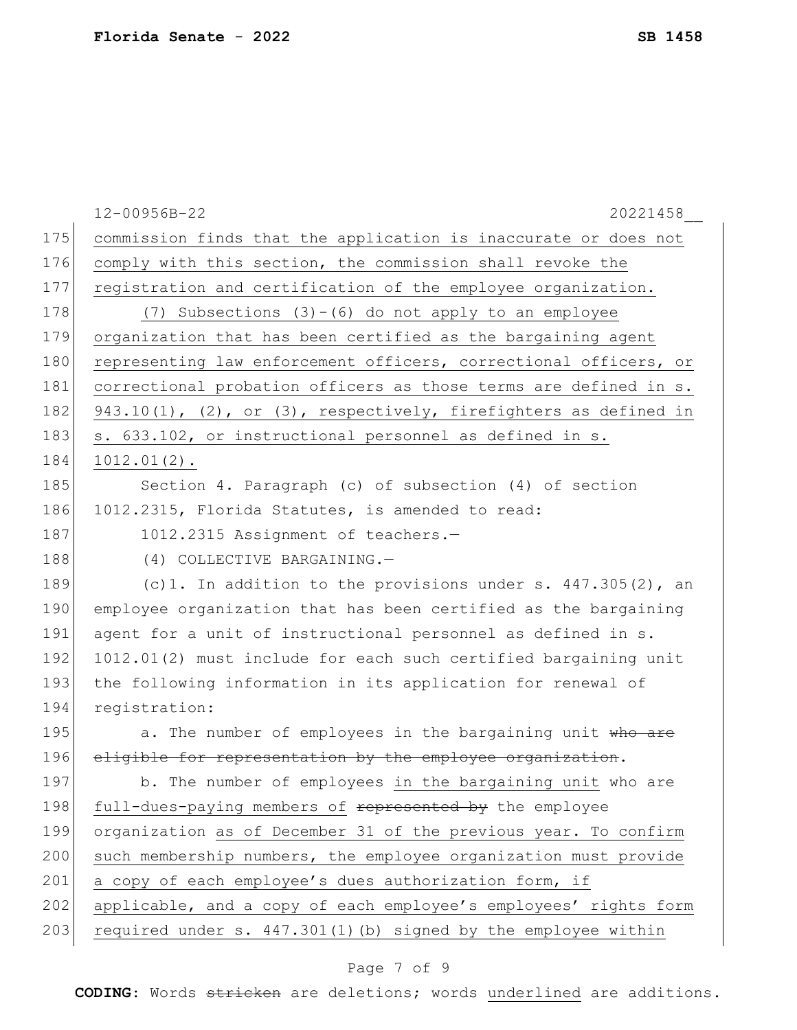commission finds that the application is inaccurate or does not comply with this section, the commission shall revoke the registration and certification of the employee organization.

(7) Subsections (3)-(6) do not apply to an employee organization that has been certified as the bargaining agent representing law enforcement officers, correctional officers, or correctional probation officers as those terms are defined in s. 943.10(1), (2), or (3), respectively, firefighters as defined in s. 633.102, or instructional personnel as defined in s. 1012.01(2).

Section 4. Paragraph (c) of subsection (4) of section 1012.2315, Florida Statutes, is amended to read:

1012.2315 Assignment of teachers.—

(4) COLLECTIVE BARGAINING.—

(c)1. In addition to the provisions under s. 447.305(2), an employee organization that has been certified as the bargaining agent for a unit of instructional personnel as defined in s. 1012.01(2) must include for each such certified bargaining unit the following information in its application for renewal of registration:

a. The number of employees in the bargaining unit ~~who are eligible for representation by the employee organization~~.

b. The number of employees in the bargaining unit who are full-dues-paying members of ~~represented by~~ the employee organization as of December 31 of the previous year. To confirm such membership numbers, the employee organization must provide a copy of each employee's dues authorization form, if applicable, and a copy of each employee's employees' rights form required under s. 447.301(1)(b) signed by the employee within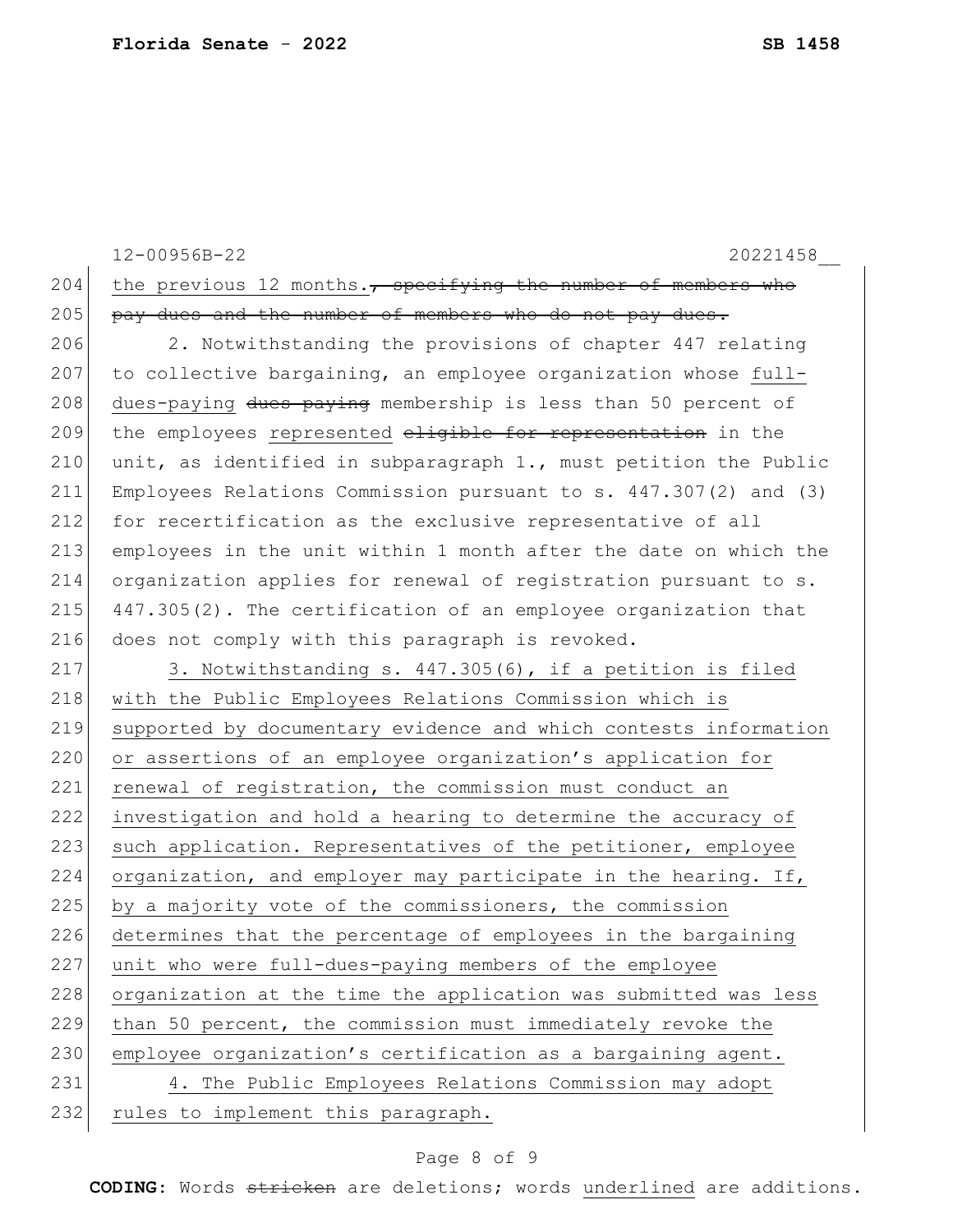12-00956B-22 20221458__

204 the previous 12 months.~~, specifying the number of members who~~
205 ~~pay dues and the number of members who do not pay dues.~~

206 2. Notwithstanding the provisions of chapter 447 relating
207 to collective bargaining, an employee organization whose <u>full-</u>
208 <u>dues-paying</u> ~~dues paying~~ membership is less than 50 percent of
209 the employees <u>represented</u> ~~eligible for representation~~ in the
210 unit, as identified in subparagraph 1., must petition the Public
211 Employees Relations Commission pursuant to s. 447.307(2) and (3)
212 for recertification as the exclusive representative of all
213 employees in the unit within 1 month after the date on which the
214 organization applies for renewal of registration pursuant to s.
215 447.305(2). The certification of an employee organization that
216 does not comply with this paragraph is revoked.

217 <u>3. Notwithstanding s. 447.305(6), if a petition is filed</u>
218 <u>with the Public Employees Relations Commission which is</u>
219 <u>supported by documentary evidence and which contests information</u>
220 <u>or assertions of an employee organization's application for</u>
221 <u>renewal of registration, the commission must conduct an</u>
222 <u>investigation and hold a hearing to determine the accuracy of</u>
223 <u>such application. Representatives of the petitioner, employee</u>
224 <u>organization, and employer may participate in the hearing. If,</u>
225 <u>by a majority vote of the commissioners, the commission</u>
226 <u>determines that the percentage of employees in the bargaining</u>
227 <u>unit who were full-dues-paying members of the employee</u>
228 <u>organization at the time the application was submitted was less</u>
229 <u>than 50 percent, the commission must immediately revoke the</u>
230 <u>employee organization's certification as a bargaining agent.</u>

231 <u>4. The Public Employees Relations Commission may adopt</u>
232 <u>rules to implement this paragraph.</u>

**CODING:** Words ~~stricken~~ are deletions; words <u>underlined</u> are additions.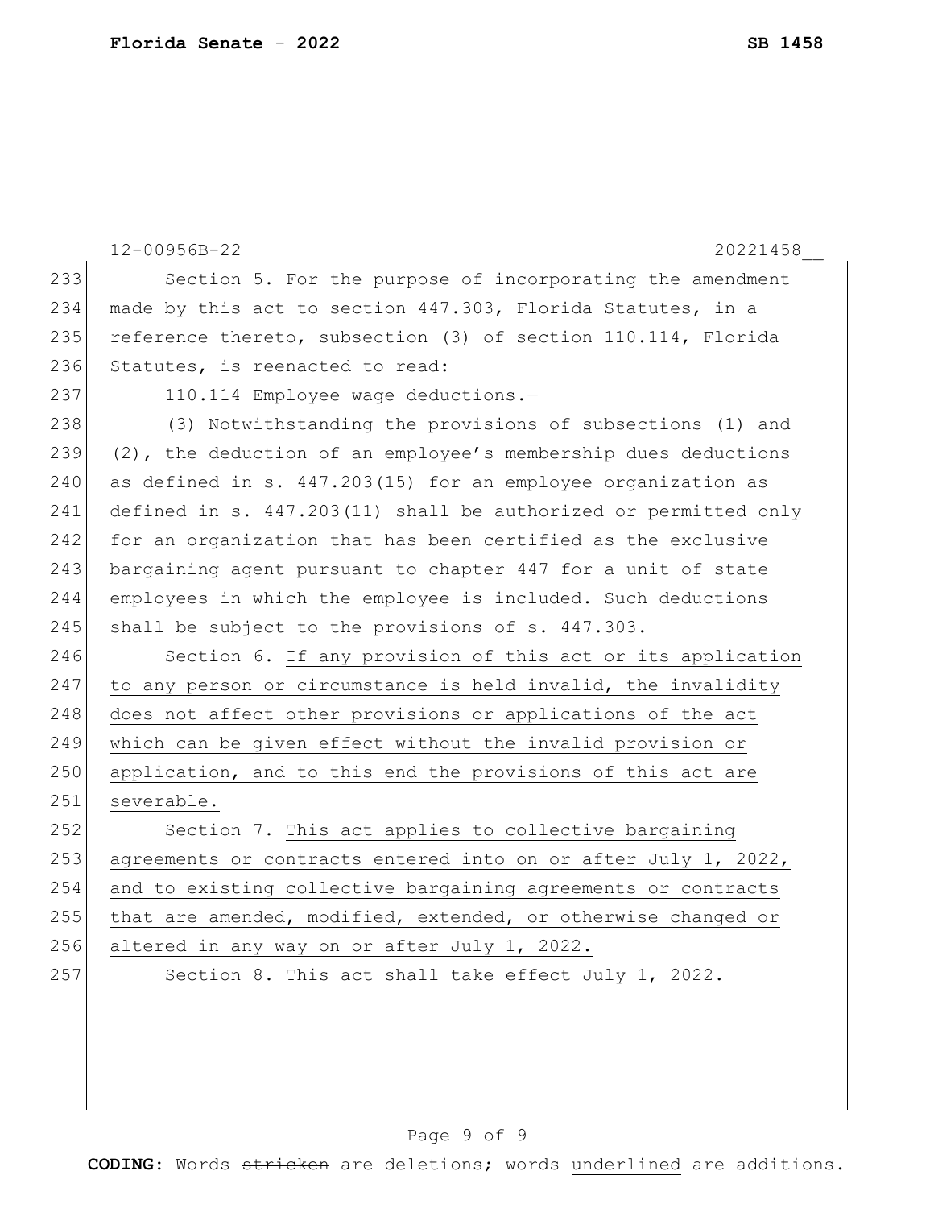Section 5. For the purpose of incorporating the amendment made by this act to section 447.303, Florida Statutes, in a reference thereto, subsection (3) of section 110.114, Florida Statutes, is reenacted to read:

110.114 Employee wage deductions.—

(3) Notwithstanding the provisions of subsections (1) and (2), the deduction of an employee's membership dues deductions as defined in s. 447.203(15) for an employee organization as defined in s. 447.203(11) shall be authorized or permitted only for an organization that has been certified as the exclusive bargaining agent pursuant to chapter 447 for a unit of state employees in which the employee is included. Such deductions shall be subject to the provisions of s. 447.303.

Section 6. <u>If any provision of this act or its application to any person or circumstance is held invalid, the invalidity does not affect other provisions or applications of the act which can be given effect without the invalid provision or application, and to this end the provisions of this act are severable.</u>

Section 7. <u>This act applies to collective bargaining agreements or contracts entered into on or after July 1, 2022, and to existing collective bargaining agreements or contracts that are amended, modified, extended, or otherwise changed or altered in any way on or after July 1, 2022.</u>

Section 8. This act shall take effect July 1, 2022.